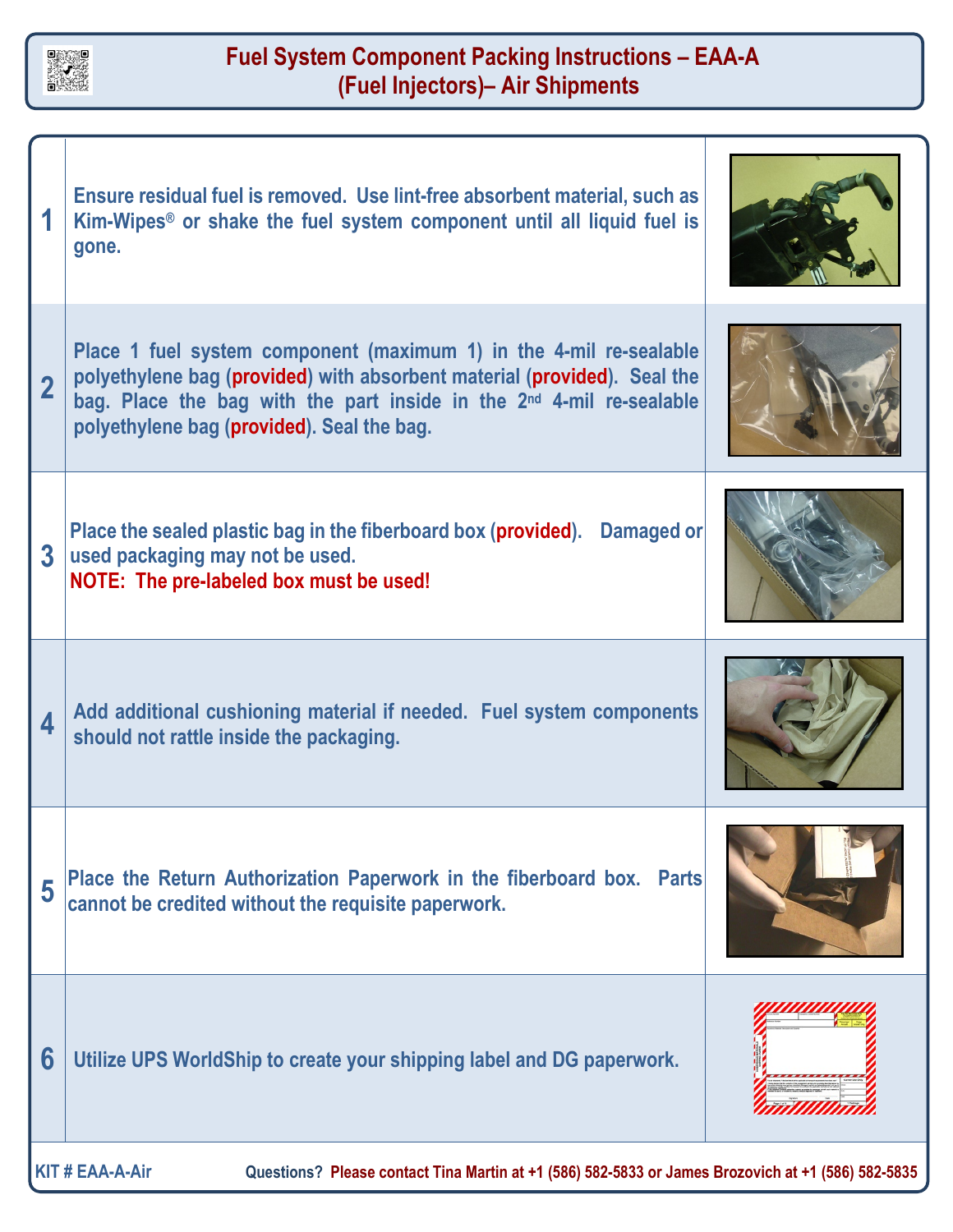# Fuel System Component Packing Instructions – EAA-A (Fuel Injectors)– Air Shipments

| Step | Instructions |
| --- | --- |
| 1 | Ensure residual fuel is removed. Use lint-free absorbent material, such as Kim-Wipes® or shake the fuel system component until all liquid fuel is gone. |
| 2 | Place 1 fuel system component (maximum 1) in the 4-mil re-sealable polyethylene bag (**provided**) with absorbent material (**provided**). Seal the bag. Place the bag with the part inside in the 2nd 4-mil re-sealable polyethylene bag (**provided**). Seal the bag. |
| 3 | Place the sealed plastic bag in the fiberboard box (**provided**). Damaged or used packaging may not be used. **NOTE: The pre-labeled box must be used!** |
| 4 | Add additional cushioning material if needed. Fuel system components should not rattle inside the packaging. |
| 5 | Place the Return Authorization Paperwork in the fiberboard box. Parts cannot be credited without the requisite paperwork. |
| 6 | Utilize UPS WorldShip to create your shipping label and DG paperwork. |

**KIT # EAA-A-Air**

**Questions? Please contact Tina Martin at +1 (586) 582-5833 or James Brozovich at +1 (586) 582-5835**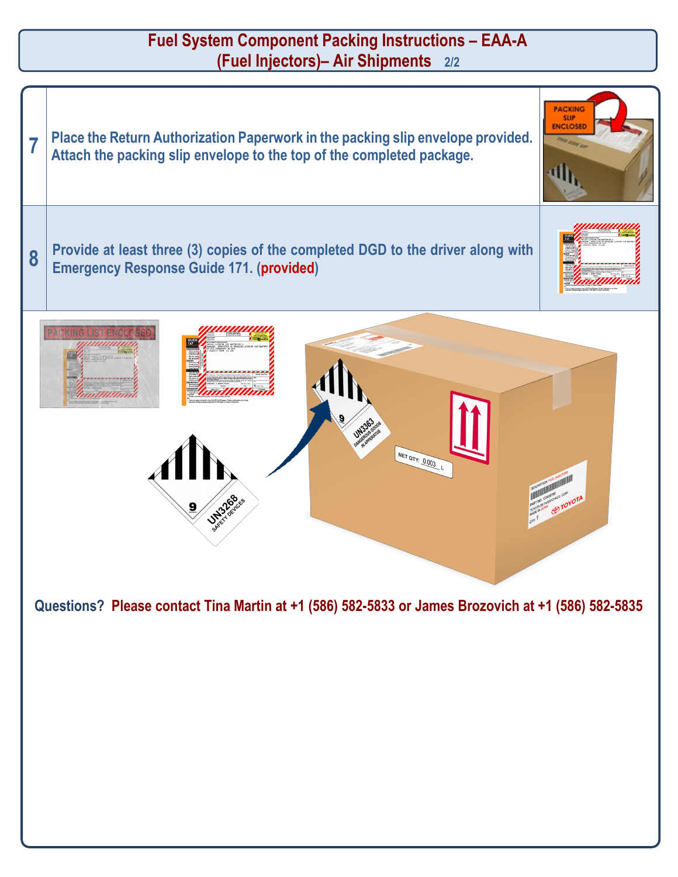# Fuel System Component Packing Instructions – EAA-A (Fuel Injectors)– Air Shipments

| | |
|---|---|
| 7 | Place the Return Authorization Paperwork in the packing slip envelope provided. Attach the packing slip envelope to the top of the completed package. |
| 8 | Provide at least three (3) copies of the completed DGD to the driver along with Emergency Response Guide 171. (provided) |

**Questions?** Please contact Tina Martin at +1 (586) 582-5833 or James Brozovich at +1 (586) 582-5835